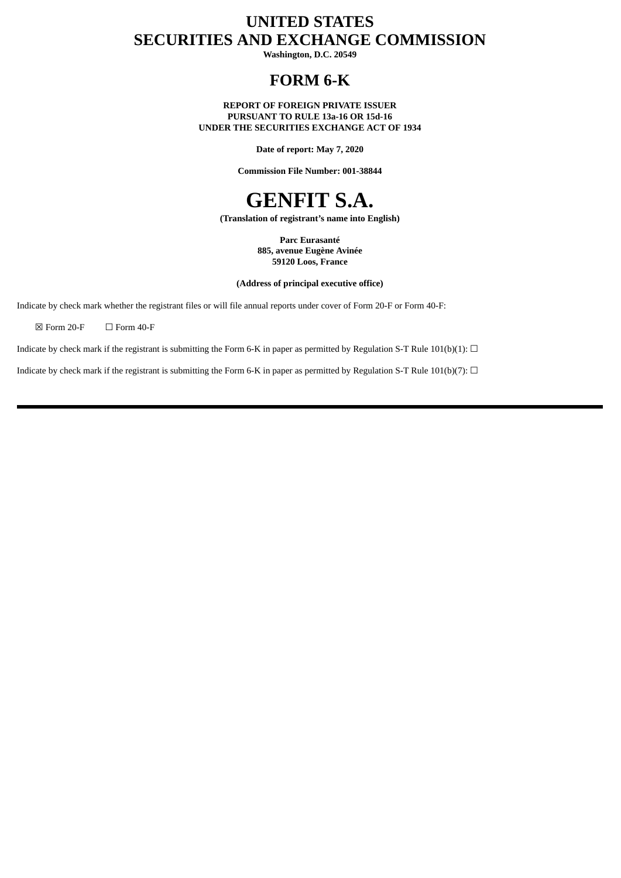# UNITED STATES SECURITIES AND EXCHANGE COMMISSION

**Washington, D.C. 20549**

# FORM 6-K

**REPORT OF FOREIGN PRIVATE ISSUER**
**PURSUANT TO RULE 13a-16 OR 15d-16**
**UNDER THE SECURITIES EXCHANGE ACT OF 1934**

**Date of report: May 7, 2020**

**Commission File Number: 001-38844**

# GENFIT S.A.

**(Translation of registrant's name into English)**

**Parc Eurasanté**
**885, avenue Eugène Avinée**
**59120 Loos, France**

**(Address of principal executive office)**

Indicate by check mark whether the registrant files or will file annual reports under cover of Form 20-F or Form 40-F:

☒ Form 20-F ☐ Form 40-F

Indicate by check mark if the registrant is submitting the Form 6-K in paper as permitted by Regulation S-T Rule 101(b)(1): ☐

Indicate by check mark if the registrant is submitting the Form 6-K in paper as permitted by Regulation S-T Rule 101(b)(7): ☐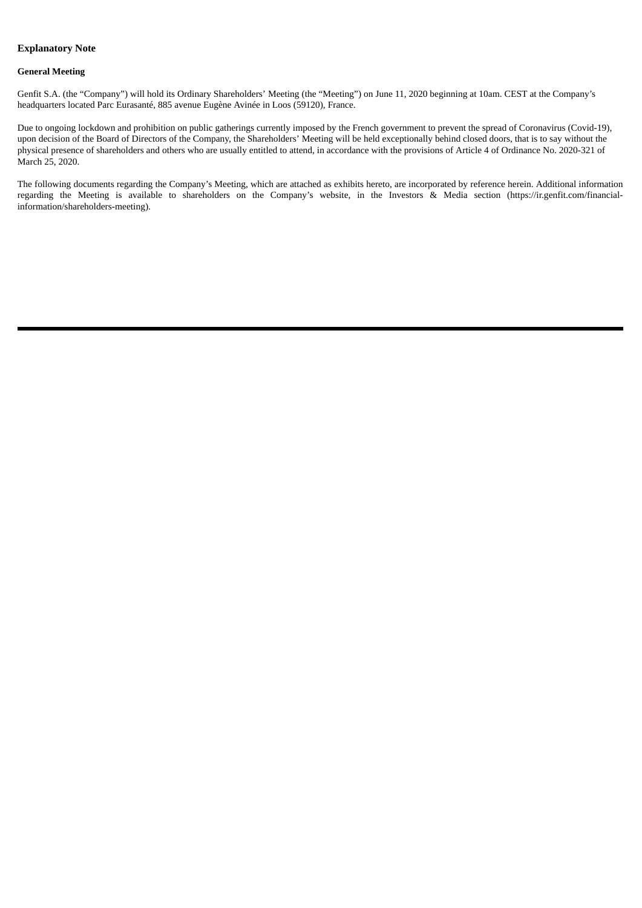## Explanatory Note

### General Meeting

Genfit S.A. (the "Company") will hold its Ordinary Shareholders' Meeting (the "Meeting") on June 11, 2020 beginning at 10am. CEST at the Company's headquarters located Parc Eurasanté, 885 avenue Eugène Avinée in Loos (59120), France.

Due to ongoing lockdown and prohibition on public gatherings currently imposed by the French government to prevent the spread of Coronavirus (Covid-19), upon decision of the Board of Directors of the Company, the Shareholders' Meeting will be held exceptionally behind closed doors, that is to say without the physical presence of shareholders and others who are usually entitled to attend, in accordance with the provisions of Article 4 of Ordinance No. 2020-321 of March 25, 2020.

The following documents regarding the Company's Meeting, which are attached as exhibits hereto, are incorporated by reference herein. Additional information regarding the Meeting is available to shareholders on the Company's website, in the Investors & Media section (https://ir.genfit.com/financial-information/shareholders-meeting).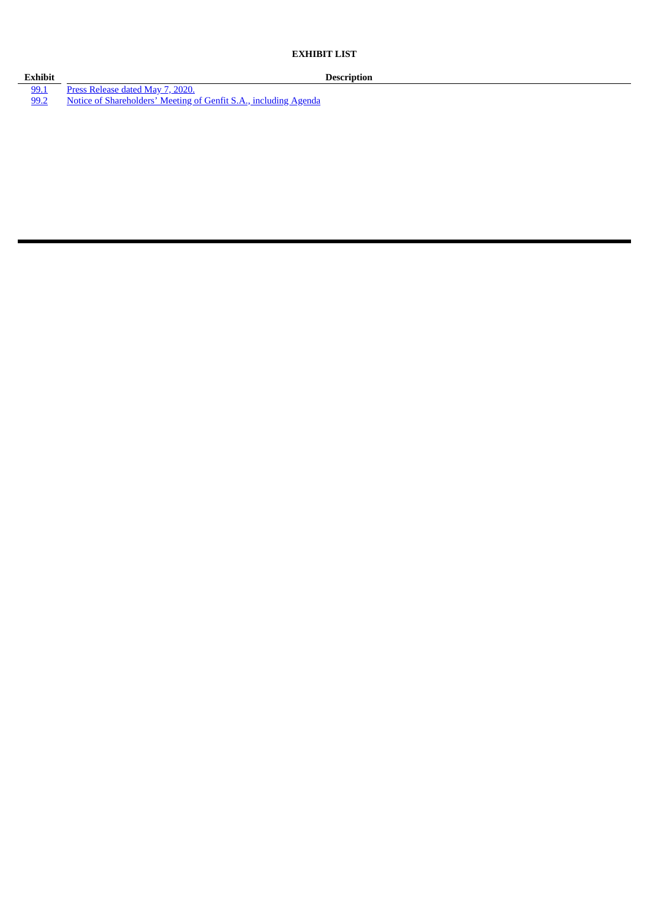**EXHIBIT LIST**

| Exhibit | Description |
| --- | --- |
| 99.1 | Press Release dated May 7, 2020. |
| 99.2 | Notice of Shareholders' Meeting of Genfit S.A., including Agenda |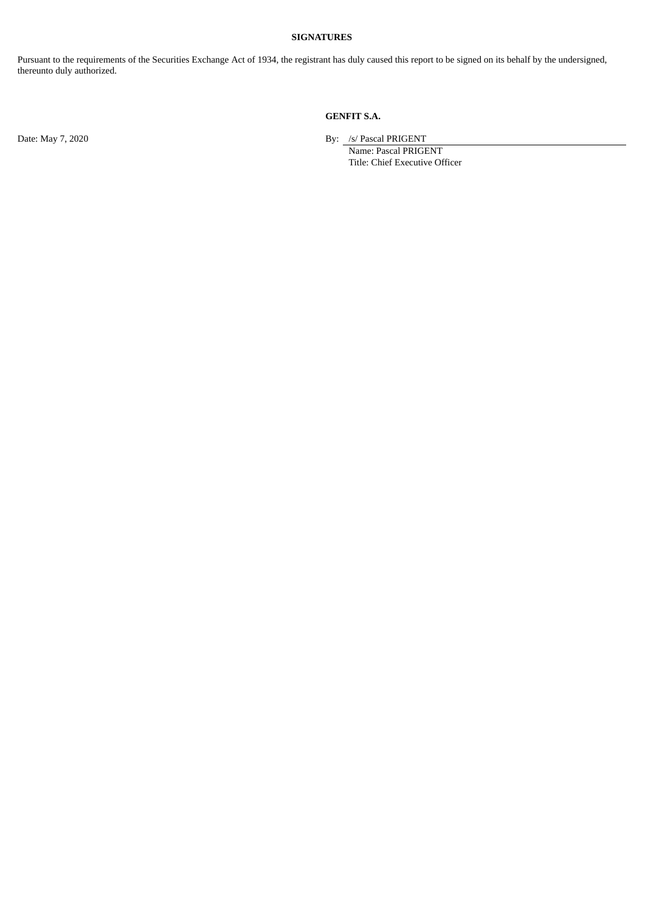**SIGNATURES**

Pursuant to the requirements of the Securities Exchange Act of 1934, the registrant has duly caused this report to be signed on its behalf by the undersigned, thereunto duly authorized.

**GENFIT S.A.**

Date: May 7, 2020

By: /s/ Pascal PRIGENT
Name: Pascal PRIGENT
Title: Chief Executive Officer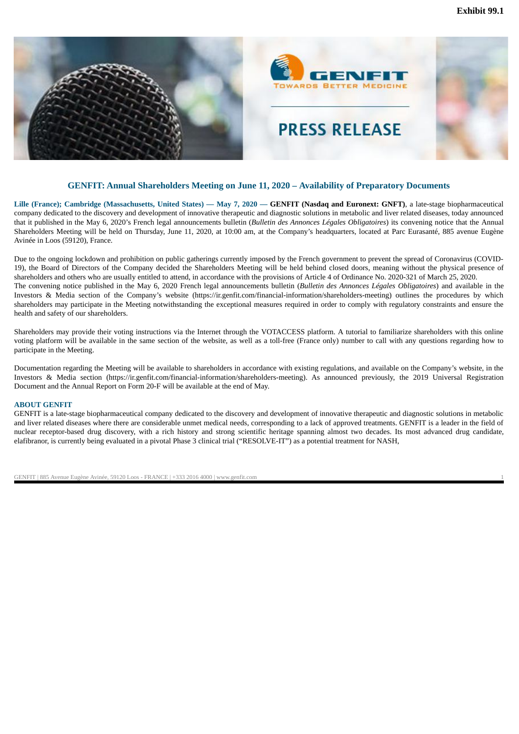Exhibit 99.1

PRESS RELEASE

## GENFIT: Annual Shareholders Meeting on June 11, 2020 – Availability of Preparatory Documents

**Lille (France); Cambridge (Massachusetts, United States) — May 7, 2020 — GENFIT (Nasdaq and Euronext: GNFT)**, a late-stage biopharmaceutical company dedicated to the discovery and development of innovative therapeutic and diagnostic solutions in metabolic and liver related diseases, today announced that it published in the May 6, 2020's French legal announcements bulletin (*Bulletin des Annonces Légales Obligatoires*) its convening notice that the Annual Shareholders Meeting will be held on Thursday, June 11, 2020, at 10:00 am, at the Company's headquarters, located at Parc Eurasanté, 885 avenue Eugène Avinée in Loos (59120), France.

Due to the ongoing lockdown and prohibition on public gatherings currently imposed by the French government to prevent the spread of Coronavirus (COVID-19), the Board of Directors of the Company decided the Shareholders Meeting will be held behind closed doors, meaning without the physical presence of shareholders and others who are usually entitled to attend, in accordance with the provisions of Article 4 of Ordinance No. 2020-321 of March 25, 2020.
The convening notice published in the May 6, 2020 French legal announcements bulletin (*Bulletin des Annonces Légales Obligatoires*) and available in the Investors & Media section of the Company's website (https://ir.genfit.com/financial-information/shareholders-meeting) outlines the procedures by which shareholders may participate in the Meeting notwithstanding the exceptional measures required in order to comply with regulatory constraints and ensure the health and safety of our shareholders.

Shareholders may provide their voting instructions via the Internet through the VOTACCESS platform. A tutorial to familiarize shareholders with this online voting platform will be available in the same section of the website, as well as a toll-free (France only) number to call with any questions regarding how to participate in the Meeting.

Documentation regarding the Meeting will be available to shareholders in accordance with existing regulations, and available on the Company's website, in the Investors & Media section (https://ir.genfit.com/financial-information/shareholders-meeting). As announced previously, the 2019 Universal Registration Document and the Annual Report on Form 20-F will be available at the end of May.

### ABOUT GENFIT

GENFIT is a late-stage biopharmaceutical company dedicated to the discovery and development of innovative therapeutic and diagnostic solutions in metabolic and liver related diseases where there are considerable unmet medical needs, corresponding to a lack of approved treatments. GENFIT is a leader in the field of nuclear receptor-based drug discovery, with a rich history and strong scientific heritage spanning almost two decades. Its most advanced drug candidate, elafibranor, is currently being evaluated in a pivotal Phase 3 clinical trial ("RESOLVE-IT") as a potential treatment for NASH,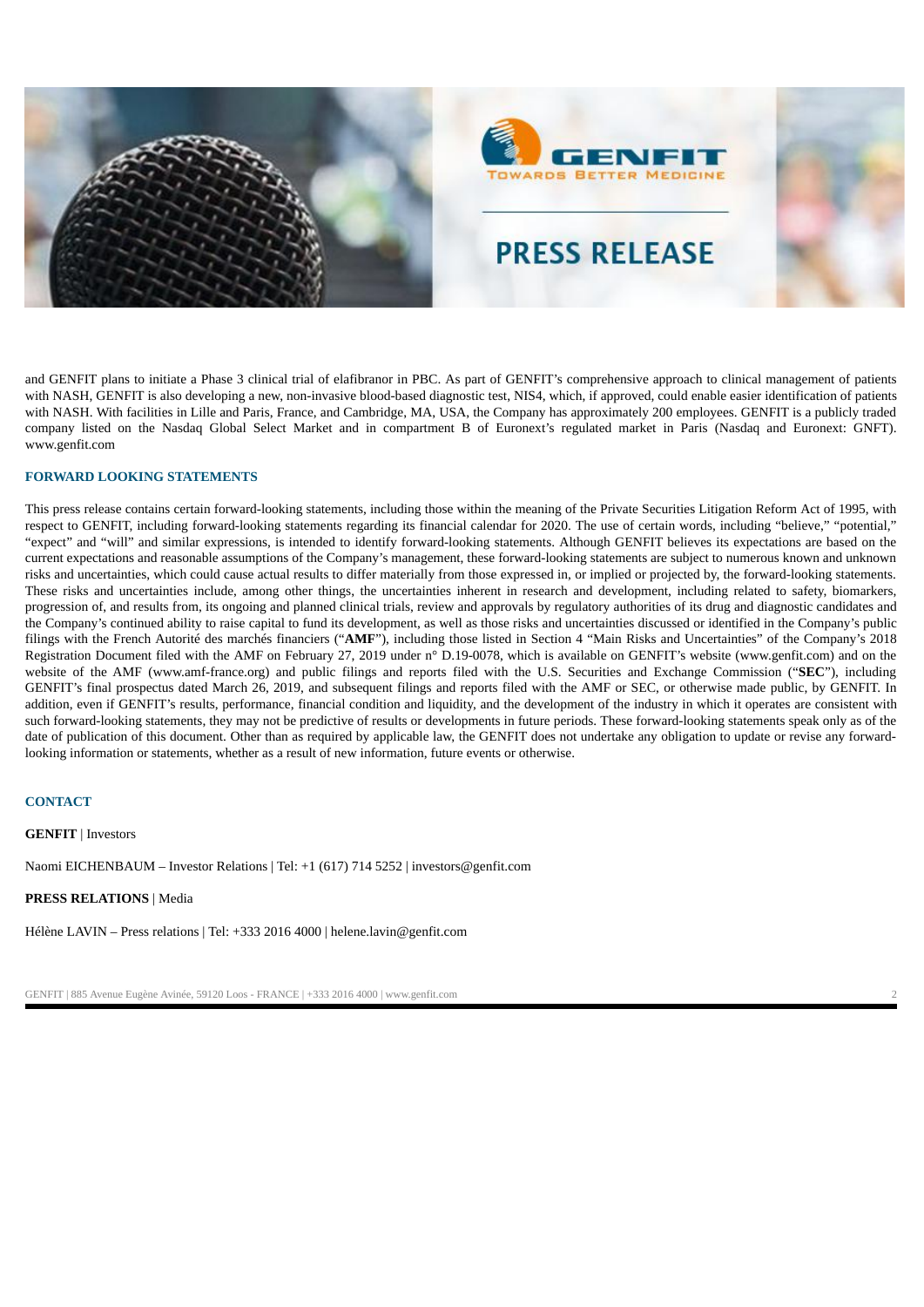and GENFIT plans to initiate a Phase 3 clinical trial of elafibranor in PBC. As part of GENFIT's comprehensive approach to clinical management of patients with NASH, GENFIT is also developing a new, non-invasive blood-based diagnostic test, NIS4, which, if approved, could enable easier identification of patients with NASH. With facilities in Lille and Paris, France, and Cambridge, MA, USA, the Company has approximately 200 employees. GENFIT is a publicly traded company listed on the Nasdaq Global Select Market and in compartment B of Euronext's regulated market in Paris (Nasdaq and Euronext: GNFT). www.genfit.com

### FORWARD LOOKING STATEMENTS

This press release contains certain forward-looking statements, including those within the meaning of the Private Securities Litigation Reform Act of 1995, with respect to GENFIT, including forward-looking statements regarding its financial calendar for 2020. The use of certain words, including "believe," "potential," "expect" and "will" and similar expressions, is intended to identify forward-looking statements. Although GENFIT believes its expectations are based on the current expectations and reasonable assumptions of the Company's management, these forward-looking statements are subject to numerous known and unknown risks and uncertainties, which could cause actual results to differ materially from those expressed in, or implied or projected by, the forward-looking statements. These risks and uncertainties include, among other things, the uncertainties inherent in research and development, including related to safety, biomarkers, progression of, and results from, its ongoing and planned clinical trials, review and approvals by regulatory authorities of its drug and diagnostic candidates and the Company's continued ability to raise capital to fund its development, as well as those risks and uncertainties discussed or identified in the Company's public filings with the French Autorité des marchés financiers ("**AMF**"), including those listed in Section 4 "Main Risks and Uncertainties" of the Company's 2018 Registration Document filed with the AMF on February 27, 2019 under n° D.19-0078, which is available on GENFIT's website (www.genfit.com) and on the website of the AMF (www.amf-france.org) and public filings and reports filed with the U.S. Securities and Exchange Commission ("**SEC**"), including GENFIT's final prospectus dated March 26, 2019, and subsequent filings and reports filed with the AMF or SEC, or otherwise made public, by GENFIT. In addition, even if GENFIT's results, performance, financial condition and liquidity, and the development of the industry in which it operates are consistent with such forward-looking statements, they may not be predictive of results or developments in future periods. These forward-looking statements speak only as of the date of publication of this document. Other than as required by applicable law, the GENFIT does not undertake any obligation to update or revise any forward-looking information or statements, whether as a result of new information, future events or otherwise.

### CONTACT

**GENFIT** | Investors

Naomi EICHENBAUM – Investor Relations | Tel: +1 (617) 714 5252 | investors@genfit.com

**PRESS RELATIONS** | Media

Hélène LAVIN – Press relations | Tel: +333 2016 4000 | helene.lavin@genfit.com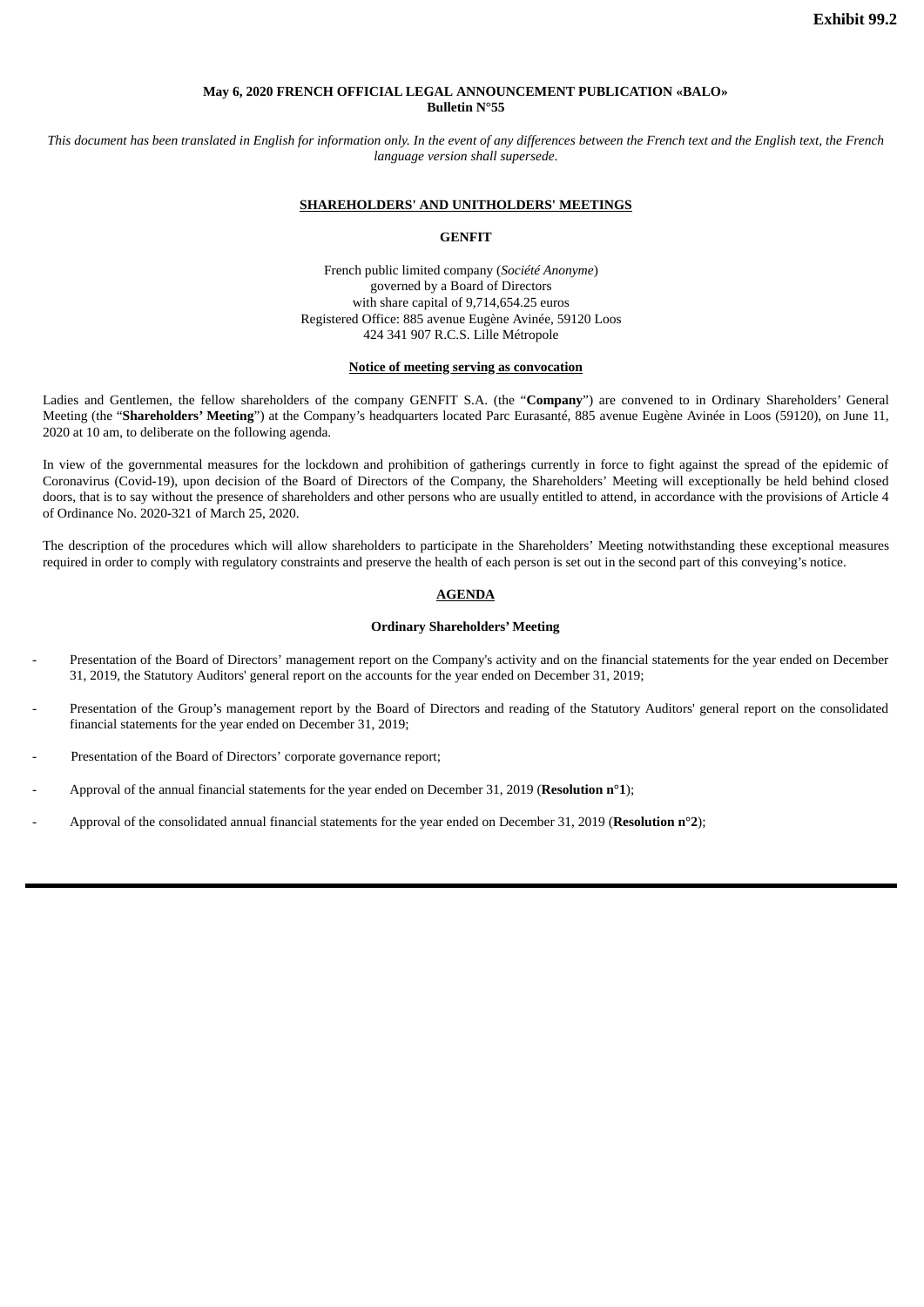**Exhibit 99.2**

**May 6, 2020 FRENCH OFFICIAL LEGAL ANNOUNCEMENT PUBLICATION «BALO»**
**Bulletin N°55**

*This document has been translated in English for information only. In the event of any differences between the French text and the English text, the French language version shall supersede.*

**SHAREHOLDERS' AND UNITHOLDERS' MEETINGS**

**GENFIT**

French public limited company (*Société Anonyme*)
governed by a Board of Directors
with share capital of 9,714,654.25 euros
Registered Office: 885 avenue Eugène Avinée, 59120 Loos
424 341 907 R.C.S. Lille Métropole

**Notice of meeting serving as convocation**

Ladies and Gentlemen, the fellow shareholders of the company GENFIT S.A. (the "**Company**") are convened to in Ordinary Shareholders' General Meeting (the "**Shareholders' Meeting**") at the Company's headquarters located Parc Eurasanté, 885 avenue Eugène Avinée in Loos (59120), on June 11, 2020 at 10 am, to deliberate on the following agenda.

In view of the governmental measures for the lockdown and prohibition of gatherings currently in force to fight against the spread of the epidemic of Coronavirus (Covid-19), upon decision of the Board of Directors of the Company, the Shareholders' Meeting will exceptionally be held behind closed doors, that is to say without the presence of shareholders and other persons who are usually entitled to attend, in accordance with the provisions of Article 4 of Ordinance No. 2020-321 of March 25, 2020.

The description of the procedures which will allow shareholders to participate in the Shareholders' Meeting notwithstanding these exceptional measures required in order to comply with regulatory constraints and preserve the health of each person is set out in the second part of this conveying's notice.

**AGENDA**

**Ordinary Shareholders' Meeting**

- Presentation of the Board of Directors' management report on the Company's activity and on the financial statements for the year ended on December 31, 2019, the Statutory Auditors' general report on the accounts for the year ended on December 31, 2019;
- Presentation of the Group's management report by the Board of Directors and reading of the Statutory Auditors' general report on the consolidated financial statements for the year ended on December 31, 2019;
- Presentation of the Board of Directors' corporate governance report;
- Approval of the annual financial statements for the year ended on December 31, 2019 (**Resolution n°1**);
- Approval of the consolidated annual financial statements for the year ended on December 31, 2019 (**Resolution n°2**);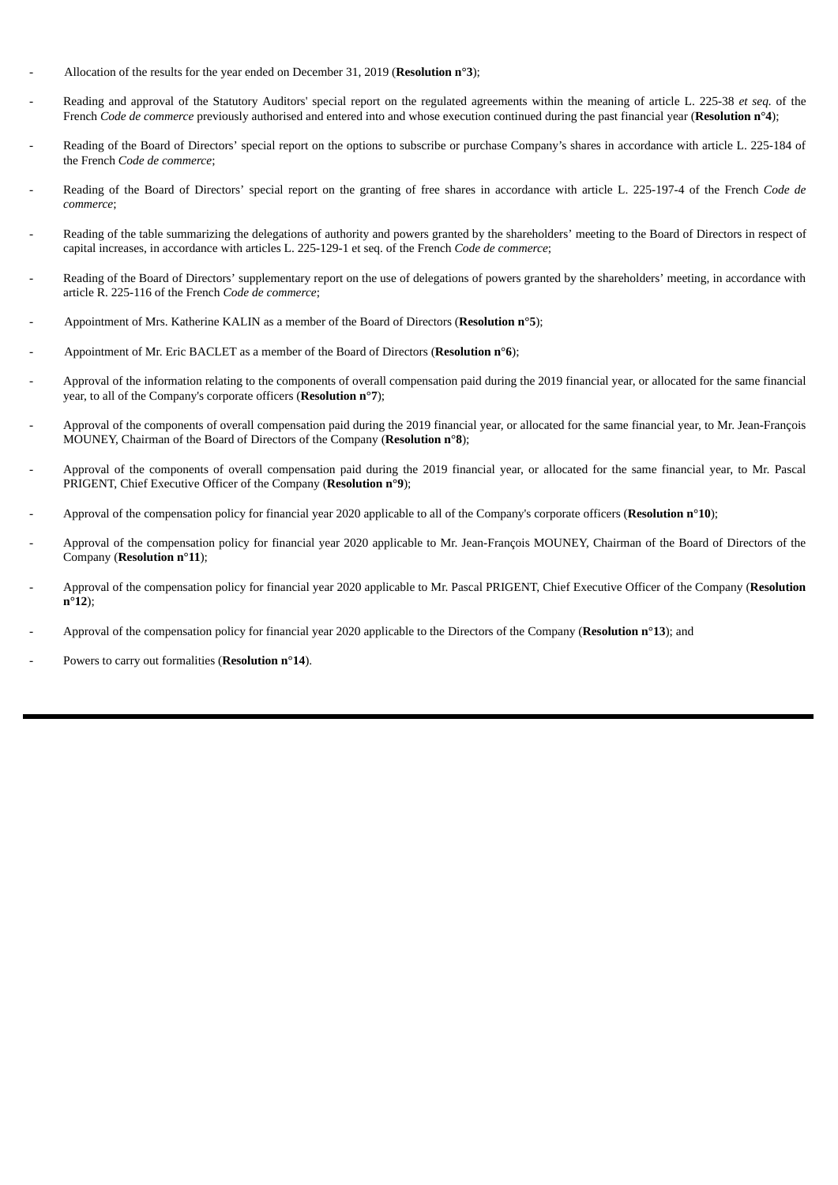- Allocation of the results for the year ended on December 31, 2019 (**Resolution n°3**);
- Reading and approval of the Statutory Auditors' special report on the regulated agreements within the meaning of article L. 225-38 *et seq.* of the French *Code de commerce* previously authorised and entered into and whose execution continued during the past financial year (**Resolution n°4**);
- Reading of the Board of Directors' special report on the options to subscribe or purchase Company's shares in accordance with article L. 225-184 of the French *Code de commerce*;
- Reading of the Board of Directors' special report on the granting of free shares in accordance with article L. 225-197-4 of the French *Code de commerce*;
- Reading of the table summarizing the delegations of authority and powers granted by the shareholders' meeting to the Board of Directors in respect of capital increases, in accordance with articles L. 225-129-1 et seq. of the French *Code de commerce*;
- Reading of the Board of Directors' supplementary report on the use of delegations of powers granted by the shareholders' meeting, in accordance with article R. 225-116 of the French *Code de commerce*;
- Appointment of Mrs. Katherine KALIN as a member of the Board of Directors (**Resolution n°5**);
- Appointment of Mr. Eric BACLET as a member of the Board of Directors (**Resolution n°6**);
- Approval of the information relating to the components of overall compensation paid during the 2019 financial year, or allocated for the same financial year, to all of the Company's corporate officers (**Resolution n°7**);
- Approval of the components of overall compensation paid during the 2019 financial year, or allocated for the same financial year, to Mr. Jean-François MOUNEY, Chairman of the Board of Directors of the Company (**Resolution n°8**);
- Approval of the components of overall compensation paid during the 2019 financial year, or allocated for the same financial year, to Mr. Pascal PRIGENT, Chief Executive Officer of the Company (**Resolution n°9**);
- Approval of the compensation policy for financial year 2020 applicable to all of the Company's corporate officers (**Resolution n°10**);
- Approval of the compensation policy for financial year 2020 applicable to Mr. Jean-François MOUNEY, Chairman of the Board of Directors of the Company (**Resolution n°11**);
- Approval of the compensation policy for financial year 2020 applicable to Mr. Pascal PRIGENT, Chief Executive Officer of the Company (**Resolution n°12**);
- Approval of the compensation policy for financial year 2020 applicable to the Directors of the Company (**Resolution n°13**); and
- Powers to carry out formalities (**Resolution n°14**).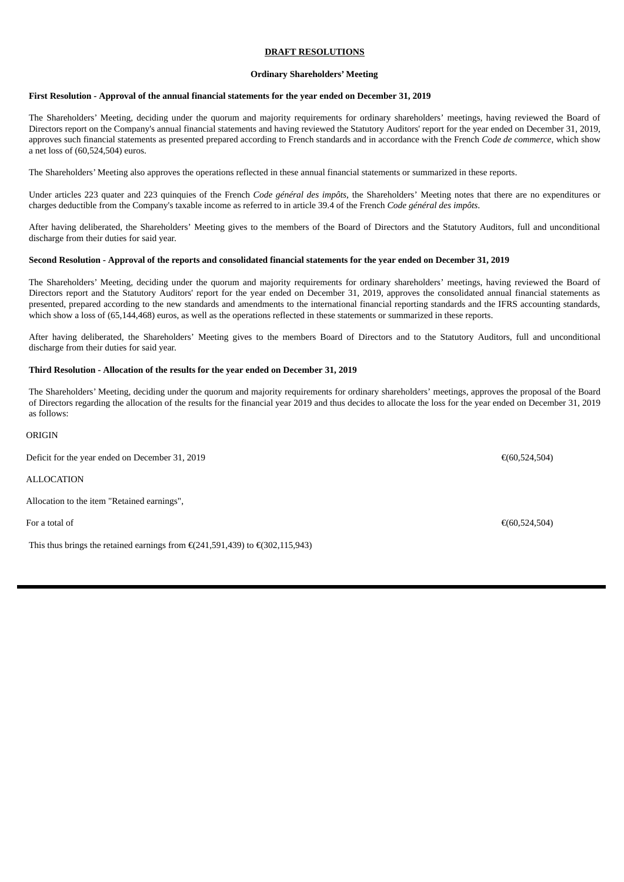**DRAFT RESOLUTIONS**

**Ordinary Shareholders' Meeting**

**First Resolution - Approval of the annual financial statements for the year ended on December 31, 2019**

The Shareholders' Meeting, deciding under the quorum and majority requirements for ordinary shareholders' meetings, having reviewed the Board of Directors report on the Company's annual financial statements and having reviewed the Statutory Auditors' report for the year ended on December 31, 2019, approves such financial statements as presented prepared according to French standards and in accordance with the French *Code de commerce*, which show a net loss of (60,524,504) euros.

The Shareholders' Meeting also approves the operations reflected in these annual financial statements or summarized in these reports.

Under articles 223 quater and 223 quinquies of the French *Code général des impôts*, the Shareholders' Meeting notes that there are no expenditures or charges deductible from the Company's taxable income as referred to in article 39.4 of the French *Code général des impôts*.

After having deliberated, the Shareholders' Meeting gives to the members of the Board of Directors and the Statutory Auditors, full and unconditional discharge from their duties for said year.

**Second Resolution - Approval of the reports and consolidated financial statements for the year ended on December 31, 2019**

The Shareholders' Meeting, deciding under the quorum and majority requirements for ordinary shareholders' meetings, having reviewed the Board of Directors report and the Statutory Auditors' report for the year ended on December 31, 2019, approves the consolidated annual financial statements as presented, prepared according to the new standards and amendments to the international financial reporting standards and the IFRS accounting standards, which show a loss of (65,144,468) euros, as well as the operations reflected in these statements or summarized in these reports.

After having deliberated, the Shareholders' Meeting gives to the members Board of Directors and to the Statutory Auditors, full and unconditional discharge from their duties for said year.

**Third Resolution - Allocation of the results for the year ended on December 31, 2019**

The Shareholders' Meeting, deciding under the quorum and majority requirements for ordinary shareholders' meetings, approves the proposal of the Board of Directors regarding the allocation of the results for the financial year 2019 and thus decides to allocate the loss for the year ended on December 31, 2019 as follows:

| | |
|---|---|
| ORIGIN | |
| Deficit for the year ended on December 31, 2019 | €(60,524,504) |
| ALLOCATION | |
| Allocation to the item "Retained earnings", | |
| For a total of | €(60,524,504) |

This thus brings the retained earnings from €(241,591,439) to €(302,115,943)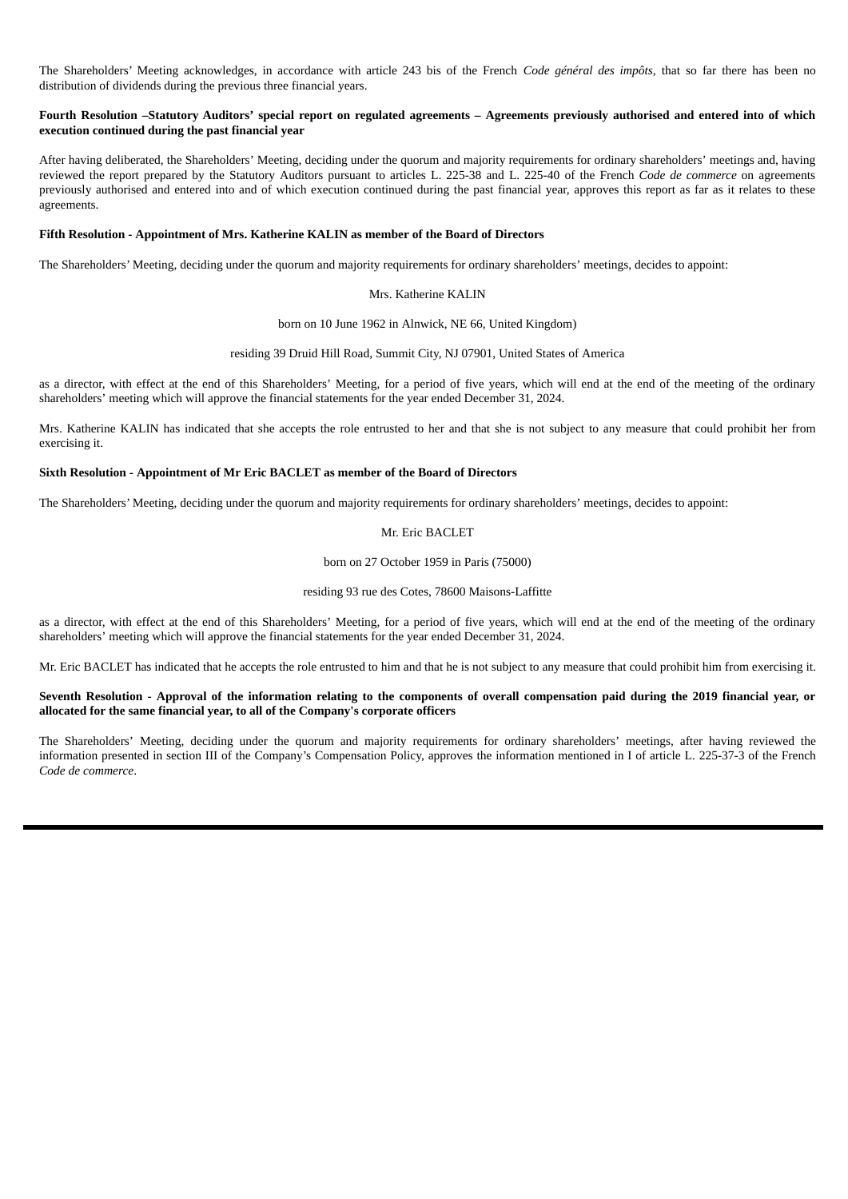The Shareholders' Meeting acknowledges, in accordance with article 243 bis of the French *Code général des impôts,* that so far there has been no distribution of dividends during the previous three financial years.

**Fourth Resolution –Statutory Auditors' special report on regulated agreements – Agreements previously authorised and entered into of which execution continued during the past financial year**

After having deliberated, the Shareholders' Meeting, deciding under the quorum and majority requirements for ordinary shareholders' meetings and, having reviewed the report prepared by the Statutory Auditors pursuant to articles L. 225-38 and L. 225-40 of the French *Code de commerce* on agreements previously authorised and entered into and of which execution continued during the past financial year, approves this report as far as it relates to these agreements.

**Fifth Resolution - Appointment of Mrs. Katherine KALIN as member of the Board of Directors**

The Shareholders' Meeting, deciding under the quorum and majority requirements for ordinary shareholders' meetings, decides to appoint:

Mrs. Katherine KALIN

born on 10 June 1962 in Alnwick, NE 66, United Kingdom)

residing 39 Druid Hill Road, Summit City, NJ 07901, United States of America

as a director, with effect at the end of this Shareholders' Meeting, for a period of five years, which will end at the end of the meeting of the ordinary shareholders' meeting which will approve the financial statements for the year ended December 31, 2024.

Mrs. Katherine KALIN has indicated that she accepts the role entrusted to her and that she is not subject to any measure that could prohibit her from exercising it.

**Sixth Resolution - Appointment of Mr Eric BACLET as member of the Board of Directors**

The Shareholders' Meeting, deciding under the quorum and majority requirements for ordinary shareholders' meetings, decides to appoint:

Mr. Eric BACLET

born on 27 October 1959 in Paris (75000)

residing 93 rue des Cotes, 78600 Maisons-Laffitte

as a director, with effect at the end of this Shareholders' Meeting, for a period of five years, which will end at the end of the meeting of the ordinary shareholders' meeting which will approve the financial statements for the year ended December 31, 2024.

Mr. Eric BACLET has indicated that he accepts the role entrusted to him and that he is not subject to any measure that could prohibit him from exercising it.

**Seventh Resolution - Approval of the information relating to the components of overall compensation paid during the 2019 financial year, or allocated for the same financial year, to all of the Company's corporate officers**

The Shareholders' Meeting, deciding under the quorum and majority requirements for ordinary shareholders' meetings, after having reviewed the information presented in section III of the Company's Compensation Policy, approves the information mentioned in I of article L. 225-37-3 of the French *Code de commerce*.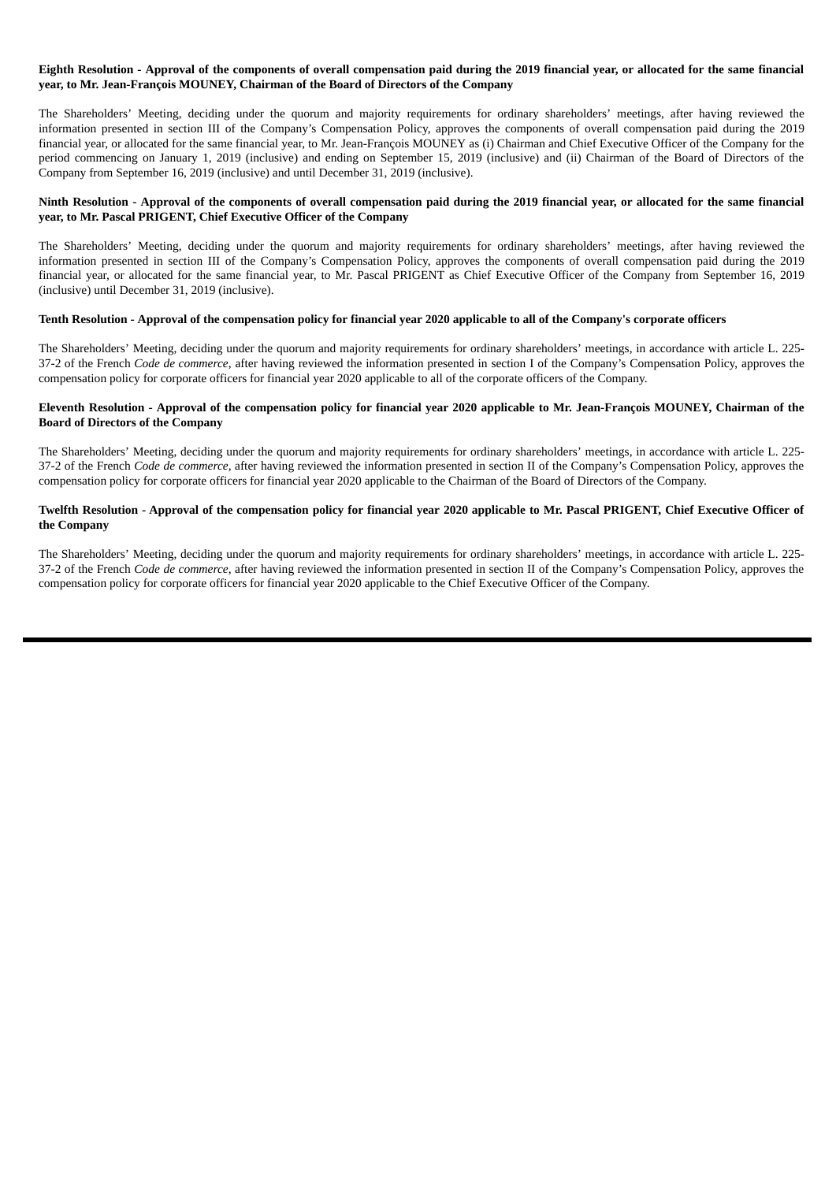**Eighth Resolution - Approval of the components of overall compensation paid during the 2019 financial year, or allocated for the same financial year, to Mr. Jean-François MOUNEY, Chairman of the Board of Directors of the Company**

The Shareholders' Meeting, deciding under the quorum and majority requirements for ordinary shareholders' meetings, after having reviewed the information presented in section III of the Company's Compensation Policy, approves the components of overall compensation paid during the 2019 financial year, or allocated for the same financial year, to Mr. Jean-François MOUNEY as (i) Chairman and Chief Executive Officer of the Company for the period commencing on January 1, 2019 (inclusive) and ending on September 15, 2019 (inclusive) and (ii) Chairman of the Board of Directors of the Company from September 16, 2019 (inclusive) and until December 31, 2019 (inclusive).

**Ninth Resolution - Approval of the components of overall compensation paid during the 2019 financial year, or allocated for the same financial year, to Mr. Pascal PRIGENT, Chief Executive Officer of the Company**

The Shareholders' Meeting, deciding under the quorum and majority requirements for ordinary shareholders' meetings, after having reviewed the information presented in section III of the Company's Compensation Policy, approves the components of overall compensation paid during the 2019 financial year, or allocated for the same financial year, to Mr. Pascal PRIGENT as Chief Executive Officer of the Company from September 16, 2019 (inclusive) until December 31, 2019 (inclusive).

**Tenth Resolution - Approval of the compensation policy for financial year 2020 applicable to all of the Company's corporate officers**

The Shareholders' Meeting, deciding under the quorum and majority requirements for ordinary shareholders' meetings, in accordance with article L. 225-37-2 of the French *Code de commerce*, after having reviewed the information presented in section I of the Company's Compensation Policy, approves the compensation policy for corporate officers for financial year 2020 applicable to all of the corporate officers of the Company.

**Eleventh Resolution - Approval of the compensation policy for financial year 2020 applicable to Mr. Jean-François MOUNEY, Chairman of the Board of Directors of the Company**

The Shareholders' Meeting, deciding under the quorum and majority requirements for ordinary shareholders' meetings, in accordance with article L. 225-37-2 of the French *Code de commerce*, after having reviewed the information presented in section II of the Company's Compensation Policy, approves the compensation policy for corporate officers for financial year 2020 applicable to the Chairman of the Board of Directors of the Company.

**Twelfth Resolution - Approval of the compensation policy for financial year 2020 applicable to Mr. Pascal PRIGENT, Chief Executive Officer of the Company**

The Shareholders' Meeting, deciding under the quorum and majority requirements for ordinary shareholders' meetings, in accordance with article L. 225-37-2 of the French *Code de commerce*, after having reviewed the information presented in section II of the Company's Compensation Policy, approves the compensation policy for corporate officers for financial year 2020 applicable to the Chief Executive Officer of the Company.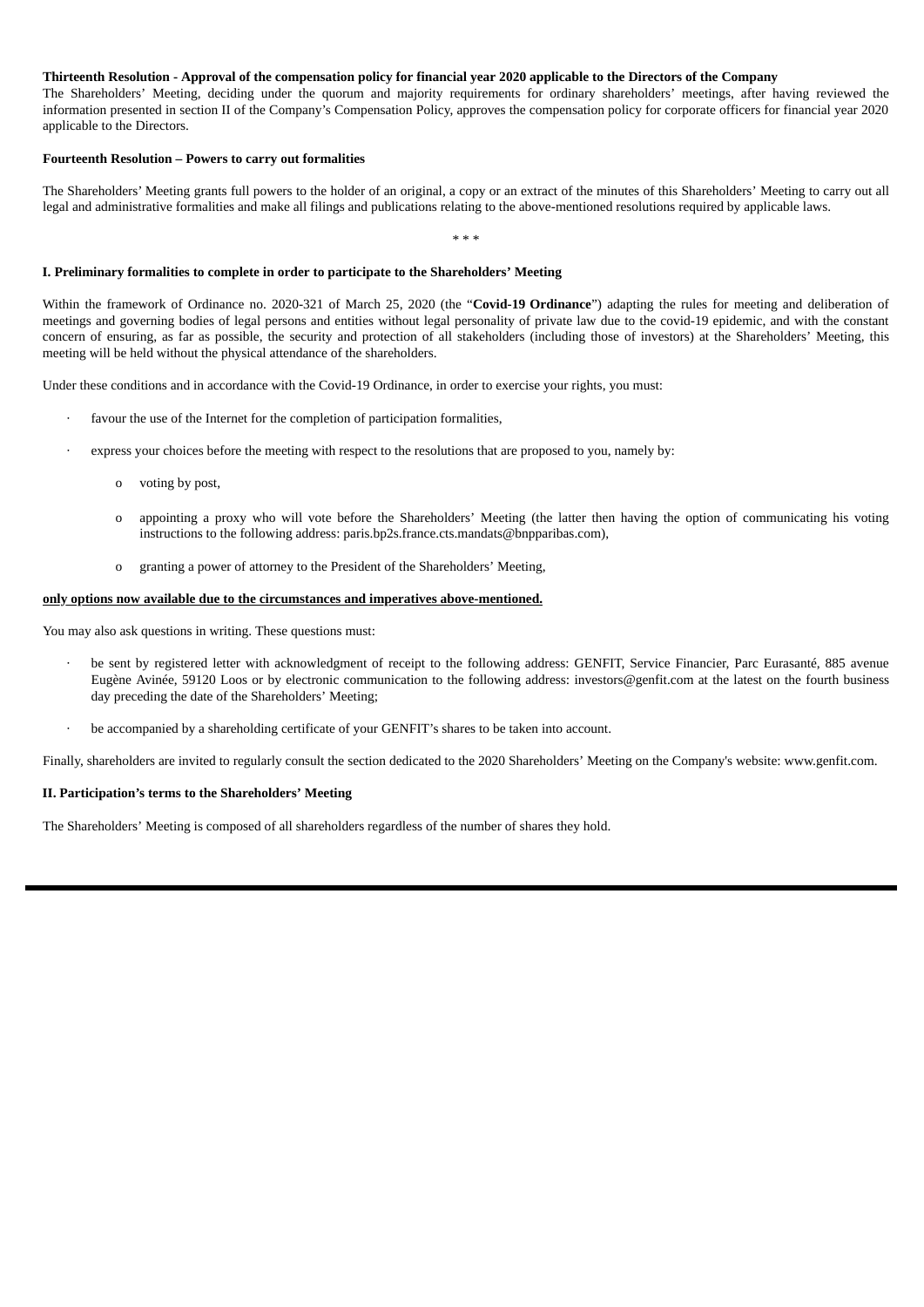**Thirteenth Resolution - Approval of the compensation policy for financial year 2020 applicable to the Directors of the Company**

The Shareholders' Meeting, deciding under the quorum and majority requirements for ordinary shareholders' meetings, after having reviewed the information presented in section II of the Company's Compensation Policy, approves the compensation policy for corporate officers for financial year 2020 applicable to the Directors.

**Fourteenth Resolution – Powers to carry out formalities**

The Shareholders' Meeting grants full powers to the holder of an original, a copy or an extract of the minutes of this Shareholders' Meeting to carry out all legal and administrative formalities and make all filings and publications relating to the above-mentioned resolutions required by applicable laws.

\* \* \*

**I. Preliminary formalities to complete in order to participate to the Shareholders' Meeting**

Within the framework of Ordinance no. 2020-321 of March 25, 2020 (the "**Covid-19 Ordinance**") adapting the rules for meeting and deliberation of meetings and governing bodies of legal persons and entities without legal personality of private law due to the covid-19 epidemic, and with the constant concern of ensuring, as far as possible, the security and protection of all stakeholders (including those of investors) at the Shareholders' Meeting, this meeting will be held without the physical attendance of the shareholders.

Under these conditions and in accordance with the Covid-19 Ordinance, in order to exercise your rights, you must:

- favour the use of the Internet for the completion of participation formalities,
- express your choices before the meeting with respect to the resolutions that are proposed to you, namely by:
  - voting by post,
  - appointing a proxy who will vote before the Shareholders' Meeting (the latter then having the option of communicating his voting instructions to the following address: paris.bp2s.france.cts.mandats@bnpparibas.com),
  - granting a power of attorney to the President of the Shareholders' Meeting,

<u>**only options now available due to the circumstances and imperatives above-mentioned.**</u>

You may also ask questions in writing. These questions must:

- be sent by registered letter with acknowledgment of receipt to the following address: GENFIT, Service Financier, Parc Eurasanté, 885 avenue Eugène Avinée, 59120 Loos or by electronic communication to the following address: investors@genfit.com at the latest on the fourth business day preceding the date of the Shareholders' Meeting;
- be accompanied by a shareholding certificate of your GENFIT's shares to be taken into account.

Finally, shareholders are invited to regularly consult the section dedicated to the 2020 Shareholders' Meeting on the Company's website: www.genfit.com.

**II. Participation's terms to the Shareholders' Meeting**

The Shareholders' Meeting is composed of all shareholders regardless of the number of shares they hold.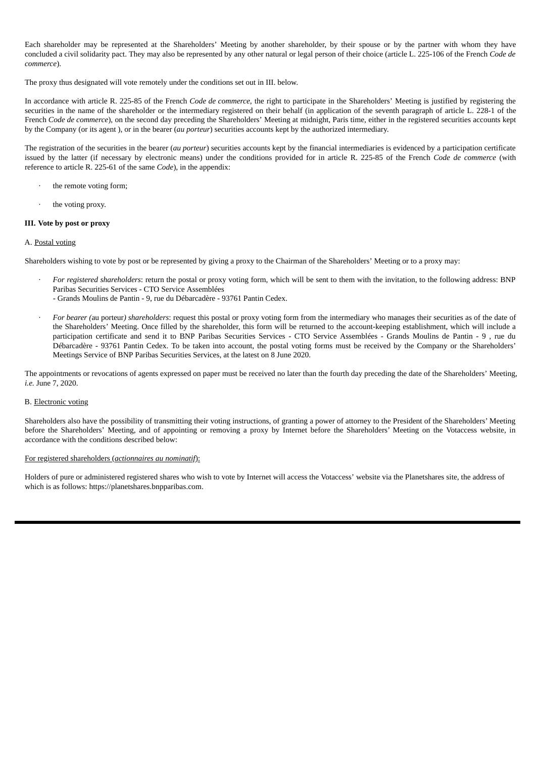Each shareholder may be represented at the Shareholders' Meeting by another shareholder, by their spouse or by the partner with whom they have concluded a civil solidarity pact. They may also be represented by any other natural or legal person of their choice (article L. 225-106 of the French *Code de commerce*).

The proxy thus designated will vote remotely under the conditions set out in III. below.

In accordance with article R. 225-85 of the French *Code de commerce*, the right to participate in the Shareholders' Meeting is justified by registering the securities in the name of the shareholder or the intermediary registered on their behalf (in application of the seventh paragraph of article L. 228-1 of the French *Code de commerce*), on the second day preceding the Shareholders' Meeting at midnight, Paris time, either in the registered securities accounts kept by the Company (or its agent ), or in the bearer (*au porteur*) securities accounts kept by the authorized intermediary.

The registration of the securities in the bearer (*au porteur*) securities accounts kept by the financial intermediaries is evidenced by a participation certificate issued by the latter (if necessary by electronic means) under the conditions provided for in article R. 225-85 of the French *Code de commerce* (with reference to article R. 225-61 of the same *Code*), in the appendix:

- the remote voting form;
- the voting proxy.

**III. Vote by post or proxy**

A. Postal voting

Shareholders wishing to vote by post or be represented by giving a proxy to the Chairman of the Shareholders' Meeting or to a proxy may:

- *For registered shareholders*: return the postal or proxy voting form, which will be sent to them with the invitation, to the following address: BNP Paribas Securities Services - CTO Service Assemblées
  - Grands Moulins de Pantin - 9, rue du Débarcadère - 93761 Pantin Cedex.
- *For bearer (*au porteur*) shareholders*: request this postal or proxy voting form from the intermediary who manages their securities as of the date of the Shareholders' Meeting. Once filled by the shareholder, this form will be returned to the account-keeping establishment, which will include a participation certificate and send it to BNP Paribas Securities Services - CTO Service Assemblées - Grands Moulins de Pantin - 9 , rue du Débarcadère - 93761 Pantin Cedex. To be taken into account, the postal voting forms must be received by the Company or the Shareholders' Meetings Service of BNP Paribas Securities Services, at the latest on 8 June 2020.

The appointments or revocations of agents expressed on paper must be received no later than the fourth day preceding the date of the Shareholders' Meeting, *i.e.* June 7, 2020.

B. Electronic voting

Shareholders also have the possibility of transmitting their voting instructions, of granting a power of attorney to the President of the Shareholders' Meeting before the Shareholders' Meeting, and of appointing or removing a proxy by Internet before the Shareholders' Meeting on the Votaccess website, in accordance with the conditions described below:

For registered shareholders (*actionnaires au nominatif*):

Holders of pure or administered registered shares who wish to vote by Internet will access the Votaccess' website via the Planetshares site, the address of which is as follows: https://planetshares.bnpparibas.com.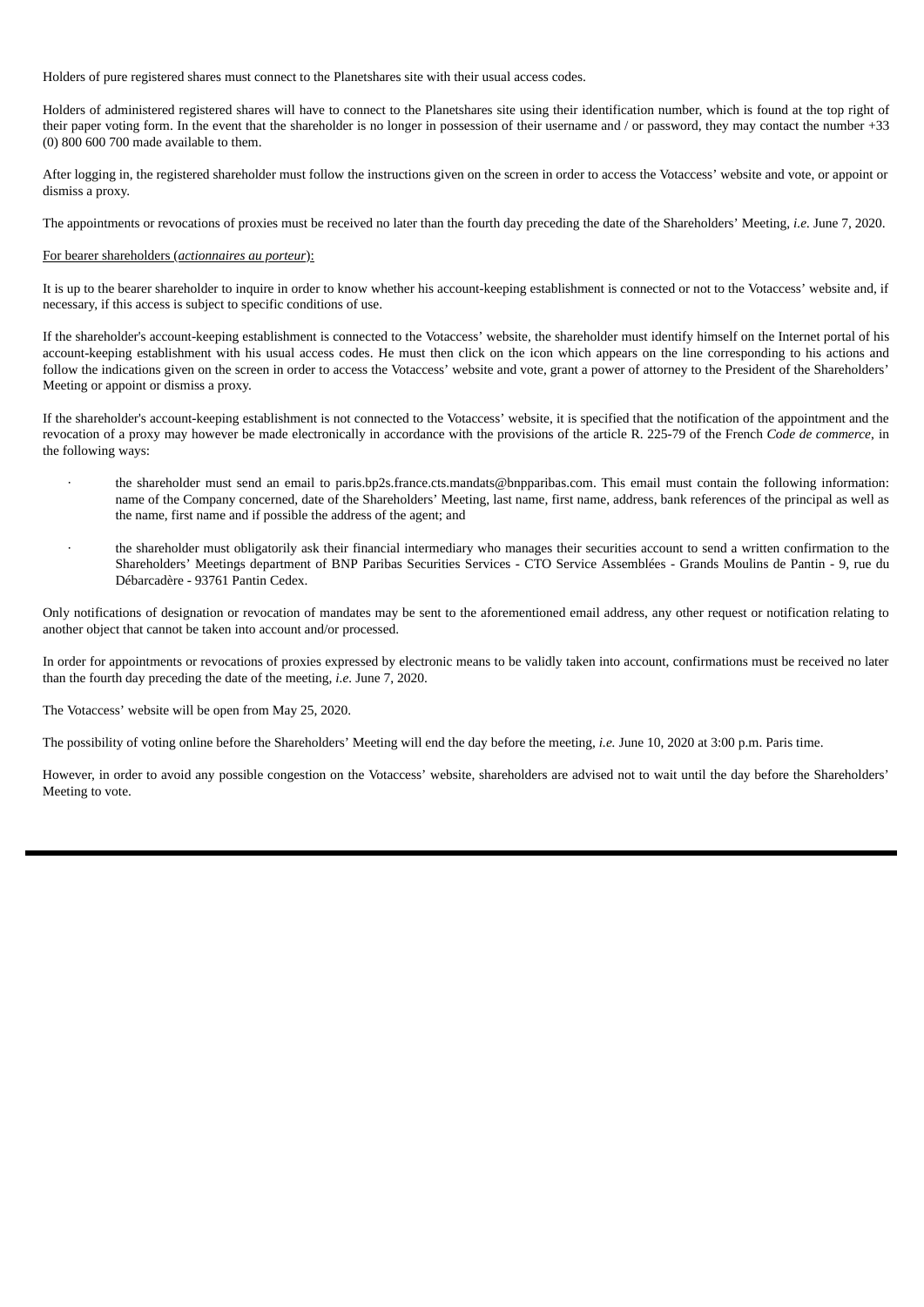Holders of pure registered shares must connect to the Planetshares site with their usual access codes.

Holders of administered registered shares will have to connect to the Planetshares site using their identification number, which is found at the top right of their paper voting form. In the event that the shareholder is no longer in possession of their username and / or password, they may contact the number +33 (0) 800 600 700 made available to them.

After logging in, the registered shareholder must follow the instructions given on the screen in order to access the Votaccess' website and vote, or appoint or dismiss a proxy.

The appointments or revocations of proxies must be received no later than the fourth day preceding the date of the Shareholders' Meeting, *i.e.* June 7, 2020.

For bearer shareholders (*actionnaires au porteur*):

It is up to the bearer shareholder to inquire in order to know whether his account-keeping establishment is connected or not to the Votaccess' website and, if necessary, if this access is subject to specific conditions of use.

If the shareholder's account-keeping establishment is connected to the Votaccess' website, the shareholder must identify himself on the Internet portal of his account-keeping establishment with his usual access codes. He must then click on the icon which appears on the line corresponding to his actions and follow the indications given on the screen in order to access the Votaccess' website and vote, grant a power of attorney to the President of the Shareholders' Meeting or appoint or dismiss a proxy.

If the shareholder's account-keeping establishment is not connected to the Votaccess' website, it is specified that the notification of the appointment and the revocation of a proxy may however be made electronically in accordance with the provisions of the article R. 225-79 of the French *Code de commerce*, in the following ways:

- the shareholder must send an email to paris.bp2s.france.cts.mandats@bnpparibas.com. This email must contain the following information: name of the Company concerned, date of the Shareholders' Meeting, last name, first name, address, bank references of the principal as well as the name, first name and if possible the address of the agent; and

- the shareholder must obligatorily ask their financial intermediary who manages their securities account to send a written confirmation to the Shareholders' Meetings department of BNP Paribas Securities Services - CTO Service Assemblées - Grands Moulins de Pantin - 9, rue du Débarcadère - 93761 Pantin Cedex.

Only notifications of designation or revocation of mandates may be sent to the aforementioned email address, any other request or notification relating to another object that cannot be taken into account and/or processed.

In order for appointments or revocations of proxies expressed by electronic means to be validly taken into account, confirmations must be received no later than the fourth day preceding the date of the meeting, *i.e.* June 7, 2020.

The Votaccess' website will be open from May 25, 2020.

The possibility of voting online before the Shareholders' Meeting will end the day before the meeting, *i.e.* June 10, 2020 at 3:00 p.m. Paris time.

However, in order to avoid any possible congestion on the Votaccess' website, shareholders are advised not to wait until the day before the Shareholders' Meeting to vote.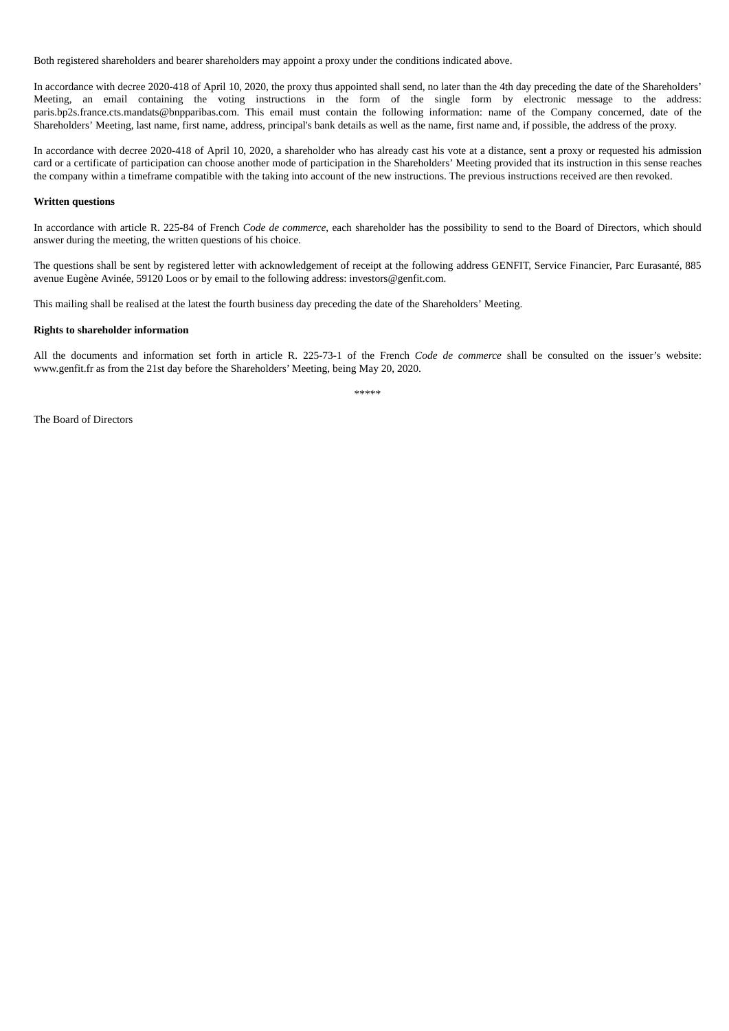Both registered shareholders and bearer shareholders may appoint a proxy under the conditions indicated above.

In accordance with decree 2020-418 of April 10, 2020, the proxy thus appointed shall send, no later than the 4th day preceding the date of the Shareholders' Meeting, an email containing the voting instructions in the form of the single form by electronic message to the address: paris.bp2s.france.cts.mandats@bnpparibas.com. This email must contain the following information: name of the Company concerned, date of the Shareholders' Meeting, last name, first name, address, principal's bank details as well as the name, first name and, if possible, the address of the proxy.

In accordance with decree 2020-418 of April 10, 2020, a shareholder who has already cast his vote at a distance, sent a proxy or requested his admission card or a certificate of participation can choose another mode of participation in the Shareholders' Meeting provided that its instruction in this sense reaches the company within a timeframe compatible with the taking into account of the new instructions. The previous instructions received are then revoked.

**Written questions**

In accordance with article R. 225-84 of French *Code de commerce*, each shareholder has the possibility to send to the Board of Directors, which should answer during the meeting, the written questions of his choice.

The questions shall be sent by registered letter with acknowledgement of receipt at the following address GENFIT, Service Financier, Parc Eurasanté, 885 avenue Eugène Avinée, 59120 Loos or by email to the following address: investors@genfit.com.

This mailing shall be realised at the latest the fourth business day preceding the date of the Shareholders' Meeting.

**Rights to shareholder information**

All the documents and information set forth in article R. 225-73-1 of the French *Code de commerce* shall be consulted on the issuer's website: www.genfit.fr as from the 21st day before the Shareholders' Meeting, being May 20, 2020.

*****

The Board of Directors